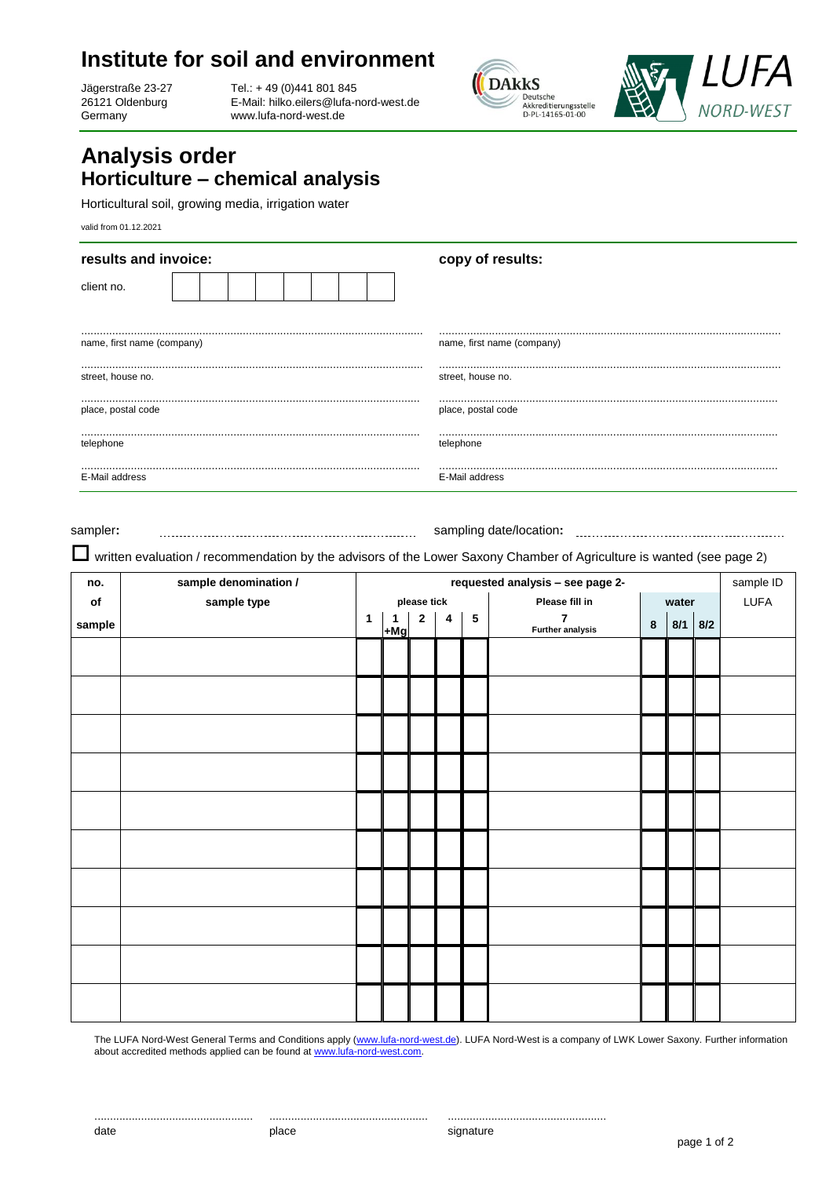# Institute for soil and environment

Jägerstraße 23-27
26121 Oldenburg
Germany

Tel.: + 49 (0)441 801 845
E-Mail: hilko.eilers@lufa-nord-west.de
www.lufa-nord-west.de

DAkkS Deutsche Akkreditierungsstelle D-PL-14165-01-00

LUFA NORD-WEST

# Analysis order
## Horticulture – chemical analysis

Horticultural soil, growing media, irrigation water

valid from 01.12.2021

| **results and invoice:** | **copy of results:** |
|---|---|
| client no. | |
| ........................................ name, first name (company) | ........................................ name, first name (company) |
| ........................................ street, house no. | ........................................ street, house no. |
| ........................................ place, postal code | ........................................ place, postal code |
| ........................................ telephone | ........................................ telephone |
| ........................................ E-Mail address | ........................................ E-Mail address |

sampler: ........................................ sampling date/location: ........................................

☐ written evaluation / recommendation by the advisors of the Lower Saxony Chamber of Agriculture is wanted (see page 2)

| no. of sample | sample denomination / sample type | requested analysis – see page 2- please tick 1 | 1 +Mg | 2 | 4 | 5 | Please fill in 7 Further analysis | water 8 | 8/1 | 8/2 | sample ID LUFA |
|---|---|---|---|---|---|---|---|---|---|---|---|
| | | | | | | | | | | | |
| | | | | | | | | | | | |
| | | | | | | | | | | | |
| | | | | | | | | | | | |
| | | | | | | | | | | | |
| | | | | | | | | | | | |
| | | | | | | | | | | | |
| | | | | | | | | | | | |
| | | | | | | | | | | | |
| | | | | | | | | | | | |

The LUFA Nord-West General Terms and Conditions apply (www.lufa-nord-west.de). LUFA Nord-West is a company of LWK Lower Saxony. Further information about accredited methods applied can be found at www.lufa-nord-west.com.

........................................ date ........................................ place ........................................ signature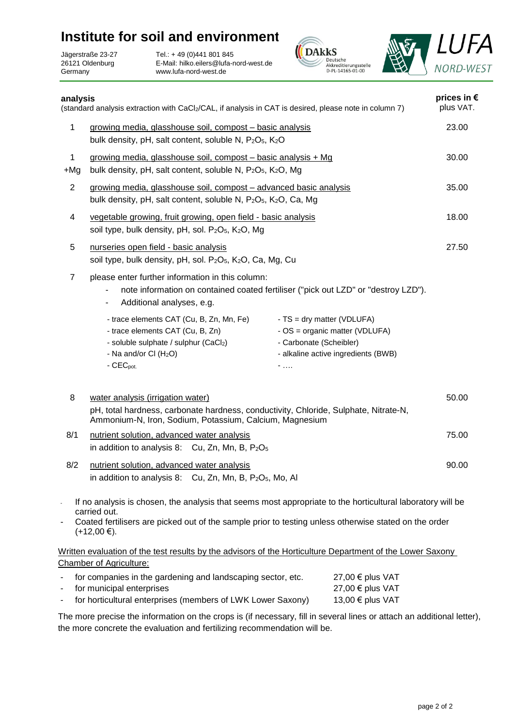# Institute for soil and environment

Jägerstraße 23-27
26121 Oldenburg
Germany

Tel.: + 49 (0)441 801 845
E-Mail: hilko.eilers@lufa-nord-west.de
www.lufa-nord-west.de

DAkkS Deutsche Akkreditierungsstelle D-PL-14165-01-00

LUFA NORD-WEST

| **analysis** (standard analysis extraction with $CaCl_2$/CAL, if analysis in CAT is desired, please note in column 7) | | **prices in €** plus VAT. |
|---|---|---|
| 1 | growing media, glasshouse soil, compost – basic analysis<br>bulk density, pH, salt content, soluble N, $P_2O_5$, $K_2O$ | 23.00 |
| 1 +Mg | growing media, glasshouse soil, compost – basic analysis + Mg<br>bulk density, pH, salt content, soluble N, $P_2O_5$, $K_2O$, Mg | 30.00 |
| 2 | growing media, glasshouse soil, compost – advanced basic analysis<br>bulk density, pH, salt content, soluble N, $P_2O_5$, $K_2O$, Ca, Mg | 35.00 |
| 4 | vegetable growing, fruit growing, open field - basic analysis<br>soil type, bulk density, pH, sol. $P_2O_5$, $K_2O$, Mg | 18.00 |
| 5 | nurseries open field - basic analysis<br>soil type, bulk density, pH, sol. $P_2O_5$, $K_2O$, Ca, Mg, Cu | 27.50 |

7 please enter further information in this column:

- note information on contained coated fertiliser ("pick out LZD" or "destroy LZD").
- Additional analyses, e.g.

| | |
|---|---|
| - trace elements CAT (Cu, B, Zn, Mn, Fe) | - TS = dry matter (VDLUFA) |
| - trace elements CAT (Cu, B, Zn) | - OS = organic matter (VDLUFA) |
| - soluble sulphate / sulphur ($CaCl_2$) | - Carbonate (Scheibler) |
| - Na and/or Cl ($H_2O$) | - alkaline active ingredients (BWB) |
| - $CEC_{pot.}$ | - …. |

| | | |
|---|---|---|
| 8 | water analysis (irrigation water)<br>pH, total hardness, carbonate hardness, conductivity, Chloride, Sulphate, Nitrate-N, Ammonium-N, Iron, Sodium, Potassium, Calcium, Magnesium | 50.00 |
| 8/1 | nutrient solution, advanced water analysis<br>in addition to analysis 8: Cu, Zn, Mn, B, $P_2O_5$ | 75.00 |
| 8/2 | nutrient solution, advanced water analysis<br>in addition to analysis 8: Cu, Zn, Mn, B, $P_2O_5$, Mo, Al | 90.00 |

- If no analysis is chosen, the analysis that seems most appropriate to the horticultural laboratory will be carried out.
- Coated fertilisers are picked out of the sample prior to testing unless otherwise stated on the order (+12,00 €).

Written evaluation of the test results by the advisors of the Horticulture Department of the Lower Saxony Chamber of Agriculture:

- for companies in the gardening and landscaping sector, etc. 27,00 € plus VAT
- for municipal enterprises 27,00 € plus VAT
- for horticultural enterprises (members of LWK Lower Saxony) 13,00 € plus VAT

The more precise the information on the crops is (if necessary, fill in several lines or attach an additional letter), the more concrete the evaluation and fertilizing recommendation will be.